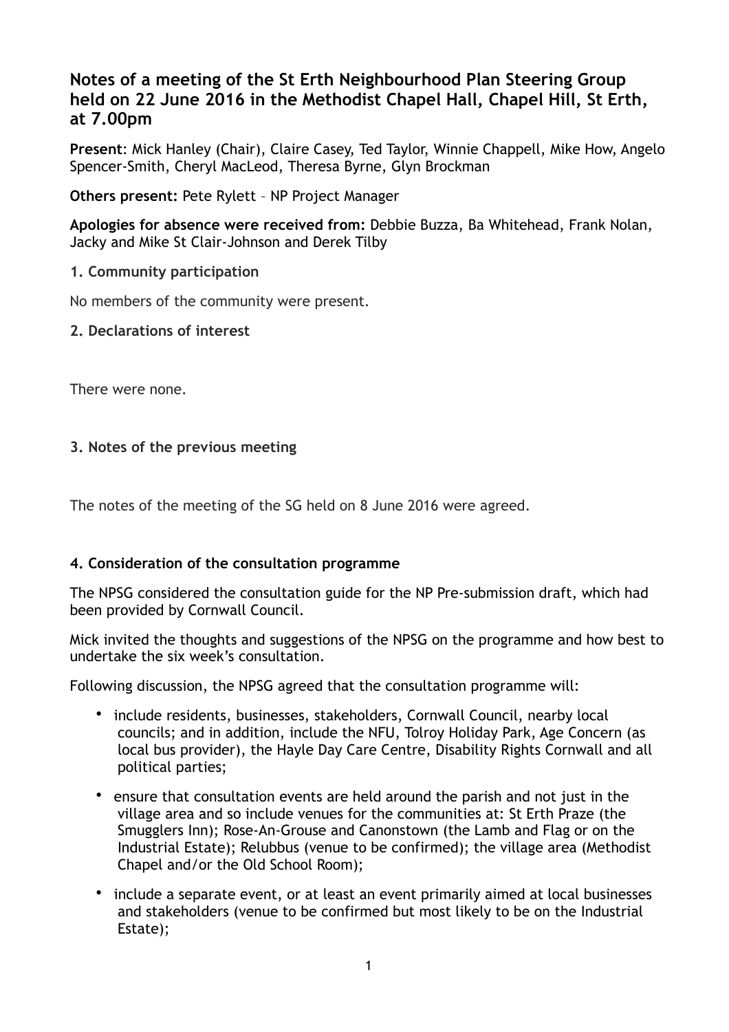# Notes of a meeting of the St Erth Neighbourhood Plan Steering Group held on 22 June 2016 in the Methodist Chapel Hall, Chapel Hill, St Erth, at 7.00pm

**Present**: Mick Hanley (Chair), Claire Casey, Ted Taylor, Winnie Chappell, Mike How, Angelo Spencer-Smith, Cheryl MacLeod, Theresa Byrne, Glyn Brockman

**Others present:** Pete Rylett – NP Project Manager

**Apologies for absence were received from:** Debbie Buzza, Ba Whitehead, Frank Nolan, Jacky and Mike St Clair-Johnson and Derek Tilby

### 1. Community participation

No members of the community were present.

### 2. Declarations of interest

There were none.

### 3. Notes of the previous meeting

The notes of the meeting of the SG held on 8 June 2016 were agreed.

### 4. Consideration of the consultation programme

The NPSG considered the consultation guide for the NP Pre-submission draft, which had been provided by Cornwall Council.

Mick invited the thoughts and suggestions of the NPSG on the programme and how best to undertake the six week's consultation.

Following discussion, the NPSG agreed that the consultation programme will:

- include residents, businesses, stakeholders, Cornwall Council, nearby local councils; and in addition, include the NFU, Tolroy Holiday Park, Age Concern (as local bus provider), the Hayle Day Care Centre, Disability Rights Cornwall and all political parties;
- ensure that consultation events are held around the parish and not just in the village area and so include venues for the communities at: St Erth Praze (the Smugglers Inn); Rose-An-Grouse and Canonstown (the Lamb and Flag or on the Industrial Estate); Relubbus (venue to be confirmed); the village area (Methodist Chapel and/or the Old School Room);
- include a separate event, or at least an event primarily aimed at local businesses and stakeholders (venue to be confirmed but most likely to be on the Industrial Estate);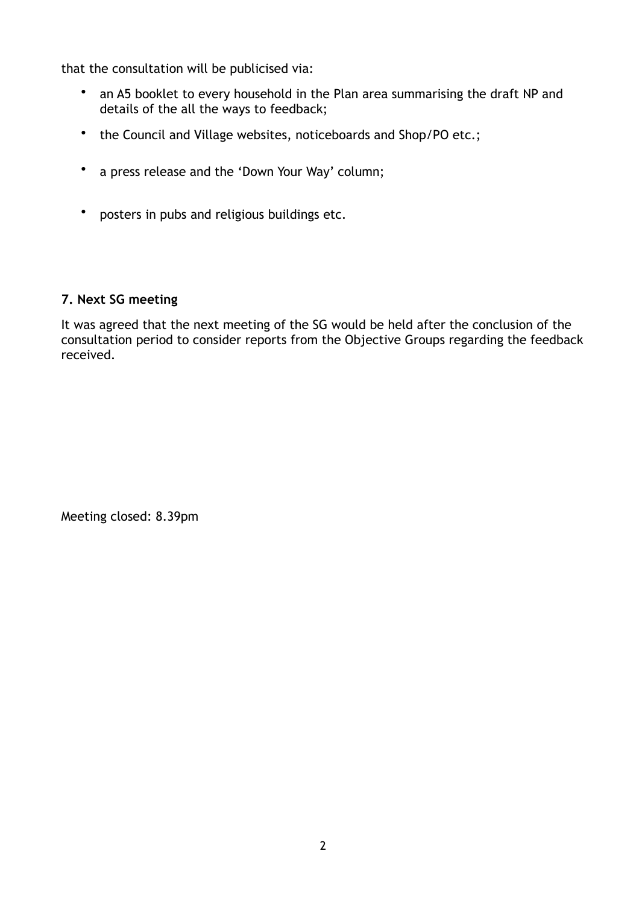that the consultation will be publicised via:

- an A5 booklet to every household in the Plan area summarising the draft NP and details of the all the ways to feedback;
- the Council and Village websites, noticeboards and Shop/PO etc.;
- a press release and the 'Down Your Way' column;
- posters in pubs and religious buildings etc.

**7. Next SG meeting**

It was agreed that the next meeting of the SG would be held after the conclusion of the consultation period to consider reports from the Objective Groups regarding the feedback received.

Meeting closed: 8.39pm